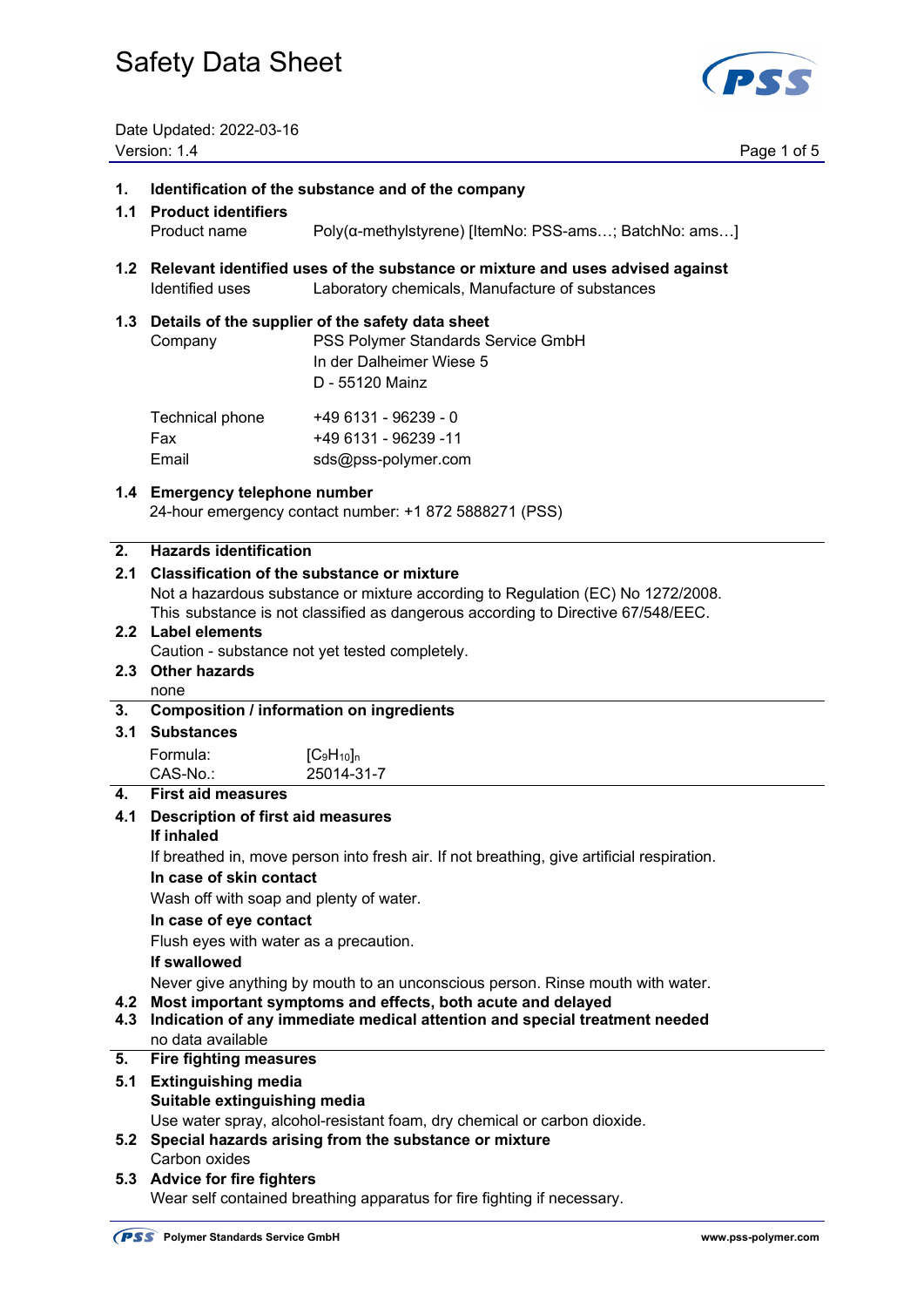# Safety Data Sheet

Date Updated: 2022-03-16
Version: 1.4

## 1. Identification of the substance and of the company

### 1.1 Product identifiers

Product name Poly(α-methylstyrene) [ItemNo: PSS-ams…; BatchNo: ams…]

### 1.2 Relevant identified uses of the substance or mixture and uses advised against

Identified uses Laboratory chemicals, Manufacture of substances

### 1.3 Details of the supplier of the safety data sheet

Company PSS Polymer Standards Service GmbH
In der Dalheimer Wiese 5
D - 55120 Mainz

Technical phone +49 6131 - 96239 - 0
Fax +49 6131 - 96239 -11
Email sds@pss-polymer.com

### 1.4 Emergency telephone number

24-hour emergency contact number: +1 872 5888271 (PSS)

## 2. Hazards identification

### 2.1 Classification of the substance or mixture

Not a hazardous substance or mixture according to Regulation (EC) No 1272/2008.
This substance is not classified as dangerous according to Directive 67/548/EEC.

### 2.2 Label elements

Caution - substance not yet tested completely.

### 2.3 Other hazards

none

## 3. Composition / information on ingredients

### 3.1 Substances

Formula: $[C_9H_{10}]_n$
CAS-No.: 25014-31-7

## 4. First aid measures

### 4.1 Description of first aid measures

**If inhaled**

If breathed in, move person into fresh air. If not breathing, give artificial respiration.

**In case of skin contact**

Wash off with soap and plenty of water.

**In case of eye contact**

Flush eyes with water as a precaution.

**If swallowed**

Never give anything by mouth to an unconscious person. Rinse mouth with water.

### 4.2 Most important symptoms and effects, both acute and delayed

### 4.3 Indication of any immediate medical attention and special treatment needed

no data available

## 5. Fire fighting measures

### 5.1 Extinguishing media

**Suitable extinguishing media**

Use water spray, alcohol-resistant foam, dry chemical or carbon dioxide.

### 5.2 Special hazards arising from the substance or mixture

Carbon oxides

### 5.3 Advice for fire fighters

Wear self contained breathing apparatus for fire fighting if necessary.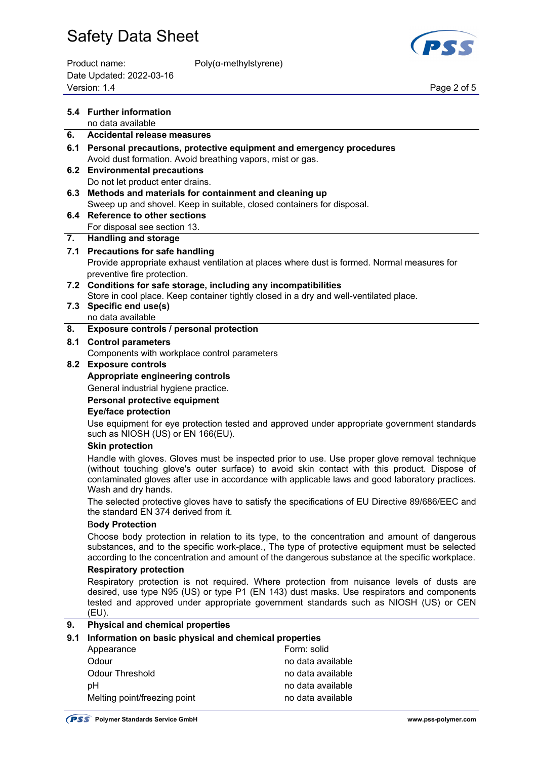### 5.4 Further information

no data available

## 6. Accidental release measures

### 6.1 Personal precautions, protective equipment and emergency procedures

Avoid dust formation. Avoid breathing vapors, mist or gas.

### 6.2 Environmental precautions

Do not let product enter drains.

### 6.3 Methods and materials for containment and cleaning up

Sweep up and shovel. Keep in suitable, closed containers for disposal.

### 6.4 Reference to other sections

For disposal see section 13.

## 7. Handling and storage

### 7.1 Precautions for safe handling

Provide appropriate exhaust ventilation at places where dust is formed. Normal measures for preventive fire protection.

### 7.2 Conditions for safe storage, including any incompatibilities

Store in cool place. Keep container tightly closed in a dry and well-ventilated place.

### 7.3 Specific end use(s)

no data available

## 8. Exposure controls / personal protection

### 8.1 Control parameters

Components with workplace control parameters

### 8.2 Exposure controls

**Appropriate engineering controls**

General industrial hygiene practice.

**Personal protective equipment**

**Eye/face protection**

Use equipment for eye protection tested and approved under appropriate government standards such as NIOSH (US) or EN 166(EU).

**Skin protection**

Handle with gloves. Gloves must be inspected prior to use. Use proper glove removal technique (without touching glove's outer surface) to avoid skin contact with this product. Dispose of contaminated gloves after use in accordance with applicable laws and good laboratory practices. Wash and dry hands.

The selected protective gloves have to satisfy the specifications of EU Directive 89/686/EEC and the standard EN 374 derived from it.

**Body Protection**

Choose body protection in relation to its type, to the concentration and amount of dangerous substances, and to the specific work-place., The type of protective equipment must be selected according to the concentration and amount of the dangerous substance at the specific workplace.

**Respiratory protection**

Respiratory protection is not required. Where protection from nuisance levels of dusts are desired, use type N95 (US) or type P1 (EN 143) dust masks. Use respirators and components tested and approved under appropriate government standards such as NIOSH (US) or CEN (EU).

## 9. Physical and chemical properties

### 9.1 Information on basic physical and chemical properties

| | |
|---|---|
| Appearance | Form: solid |
| Odour | no data available |
| Odour Threshold | no data available |
| pH | no data available |
| Melting point/freezing point | no data available |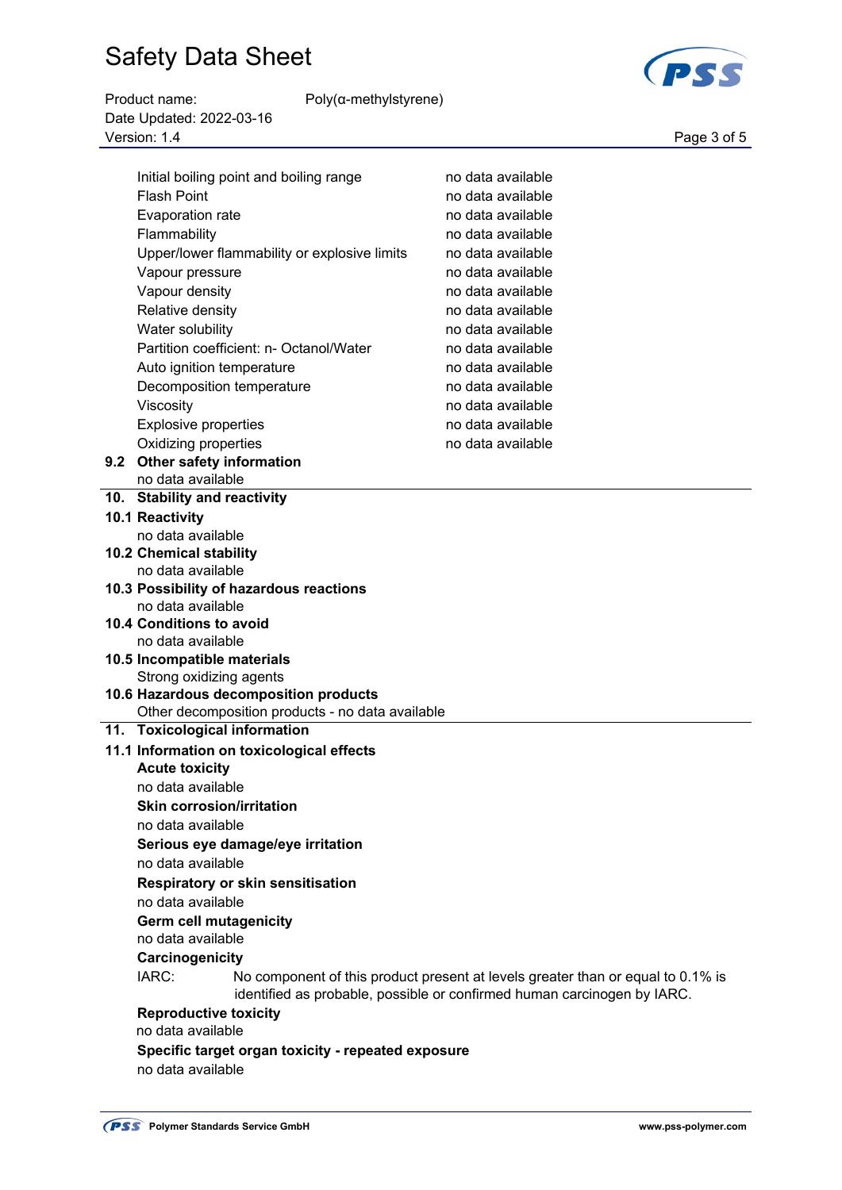| Property | Value |
| --- | --- |
| Initial boiling point and boiling range | no data available |
| Flash Point | no data available |
| Evaporation rate | no data available |
| Flammability | no data available |
| Upper/lower flammability or explosive limits | no data available |
| Vapour pressure | no data available |
| Vapour density | no data available |
| Relative density | no data available |
| Water solubility | no data available |
| Partition coefficient: n- Octanol/Water | no data available |
| Auto ignition temperature | no data available |
| Decomposition temperature | no data available |
| Viscosity | no data available |
| Explosive properties | no data available |
| Oxidizing properties | no data available |

### 9.2 Other safety information

no data available

## 10. Stability and reactivity

### 10.1 Reactivity

no data available

### 10.2 Chemical stability

no data available

### 10.3 Possibility of hazardous reactions

no data available

### 10.4 Conditions to avoid

no data available

### 10.5 Incompatible materials

Strong oxidizing agents

### 10.6 Hazardous decomposition products

Other decomposition products - no data available

## 11. Toxicological information

### 11.1 Information on toxicological effects

**Acute toxicity**

no data available

**Skin corrosion/irritation**

no data available

**Serious eye damage/eye irritation**

no data available

**Respiratory or skin sensitisation**

no data available

**Germ cell mutagenicity**

no data available

**Carcinogenicity**

IARC: No component of this product present at levels greater than or equal to 0.1% is identified as probable, possible or confirmed human carcinogen by IARC.

**Reproductive toxicity**

no data available

**Specific target organ toxicity - repeated exposure**

no data available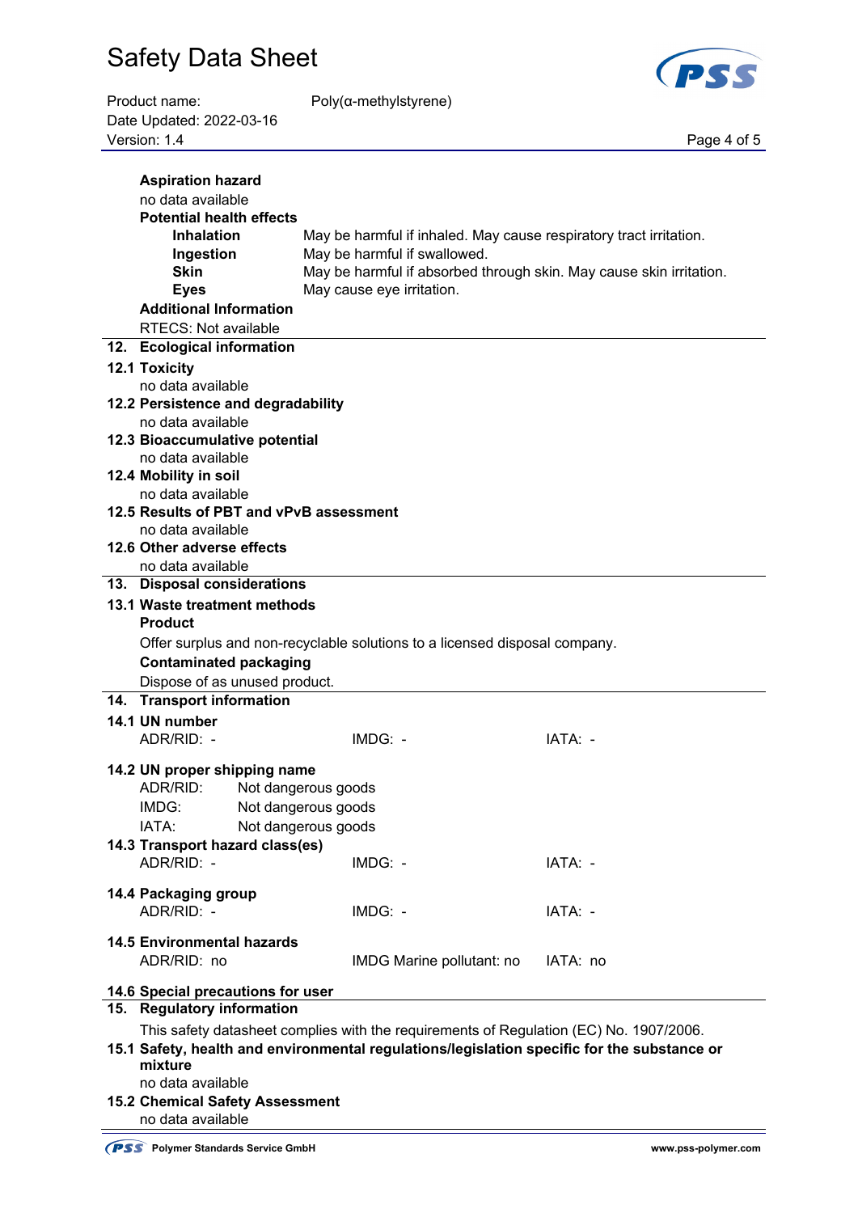**Aspiration hazard**

no data available

**Potential health effects**

| | |
|---|---|
| **Inhalation** | May be harmful if inhaled. May cause respiratory tract irritation. |
| **Ingestion** | May be harmful if swallowed. |
| **Skin** | May be harmful if absorbed through skin. May cause skin irritation. |
| **Eyes** | May cause eye irritation. |

**Additional Information**

RTECS: Not available

## 12. Ecological information

### 12.1 Toxicity

no data available

### 12.2 Persistence and degradability

no data available

### 12.3 Bioaccumulative potential

no data available

### 12.4 Mobility in soil

no data available

### 12.5 Results of PBT and vPvB assessment

no data available

### 12.6 Other adverse effects

no data available

## 13. Disposal considerations

### 13.1 Waste treatment methods

**Product**

Offer surplus and non-recyclable solutions to a licensed disposal company.

**Contaminated packaging**

Dispose of as unused product.

## 14. Transport information

### 14.1 UN number

| ADR/RID: - | IMDG: - | IATA: - |
|---|---|---|

### 14.2 UN proper shipping name

| | |
|---|---|
| ADR/RID: | Not dangerous goods |
| IMDG: | Not dangerous goods |
| IATA: | Not dangerous goods |

### 14.3 Transport hazard class(es)

| ADR/RID: - | IMDG: - | IATA: - |
|---|---|---|

### 14.4 Packaging group

| ADR/RID: - | IMDG: - | IATA: - |
|---|---|---|

### 14.5 Environmental hazards

| ADR/RID: no | IMDG Marine pollutant: no | IATA: no |
|---|---|---|

### 14.6 Special precautions for user

## 15. Regulatory information

This safety datasheet complies with the requirements of Regulation (EC) No. 1907/2006.

### 15.1 Safety, health and environmental regulations/legislation specific for the substance or mixture

no data available

### 15.2 Chemical Safety Assessment

no data available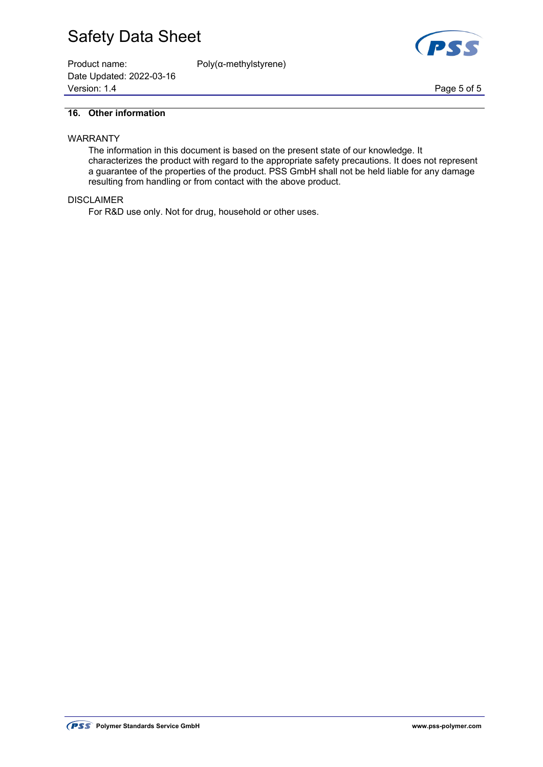## 16. Other information

WARRANTY

The information in this document is based on the present state of our knowledge. It characterizes the product with regard to the appropriate safety precautions. It does not represent a guarantee of the properties of the product. PSS GmbH shall not be held liable for any damage resulting from handling or from contact with the above product.

DISCLAIMER

For R&D use only. Not for drug, household or other uses.